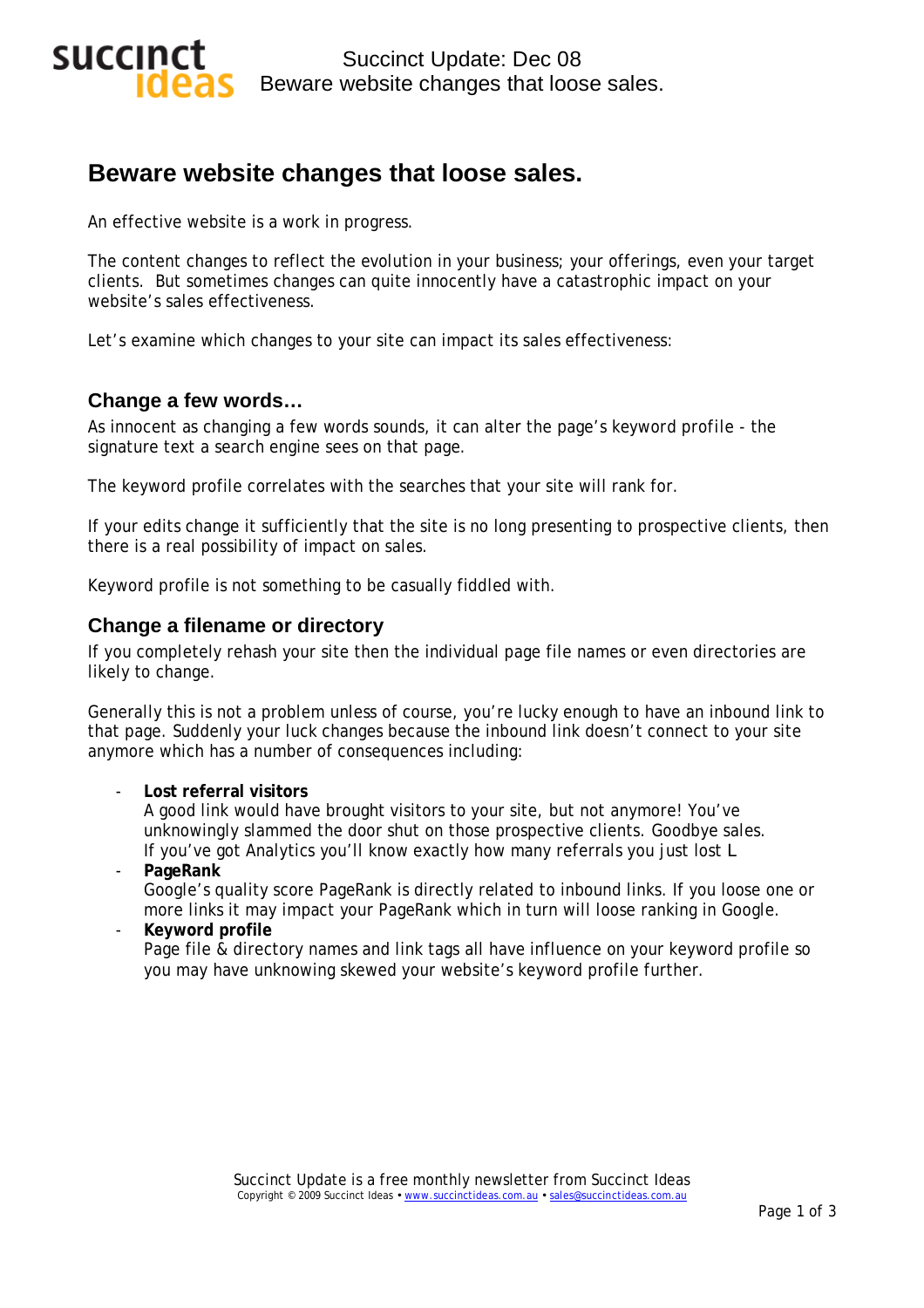# Beware website changes that loose sales.

An effective website is a work in progress.

The content changes to reflect the evolution in your business; your offerings, even your target clients. But sometimes changes can quite innocently have a catastrophic impact on your website's sales effectiveness.

Let's examine which changes to your site can impact its sales effectiveness:

## Change a few words…

As innocent as changing a few words sounds, it can alter the page's keyword profile - the signature text a search engine sees on that page.

The keyword profile correlates with the searches that your site will rank for.

If your edits change it sufficiently that the site is no long presenting to prospective clients, then there is a real possibility of impact on sales.

Keyword profile is not something to be casually fiddled with.

## Change a filename or directory

If you completely rehash your site then the individual page file names or even directories are likely to change.

Generally this is not a problem unless of course, you're lucky enough to have an inbound link to that page. Suddenly your luck changes because the inbound link doesn't connect to your site anymore which has a number of consequences including:

- **Lost referral visitors**
  A good link would have brought visitors to your site, but not anymore! You've unknowingly slammed the door shut on those prospective clients. Goodbye sales. If you've got Analytics you'll know exactly how many referrals you just lost L
- **PageRank**
  Google's quality score PageRank is directly related to inbound links. If you loose one or more links it may impact your PageRank which in turn will loose ranking in Google.
- **Keyword profile**
  Page file & directory names and link tags all have influence on your keyword profile so you may have unknowing skewed your website's keyword profile further.

Succinct Update is a free monthly newsletter from Succinct Ideas
Copyright © 2009 Succinct Ideas • www.succinctideas.com.au • sales@succinctideas.com.au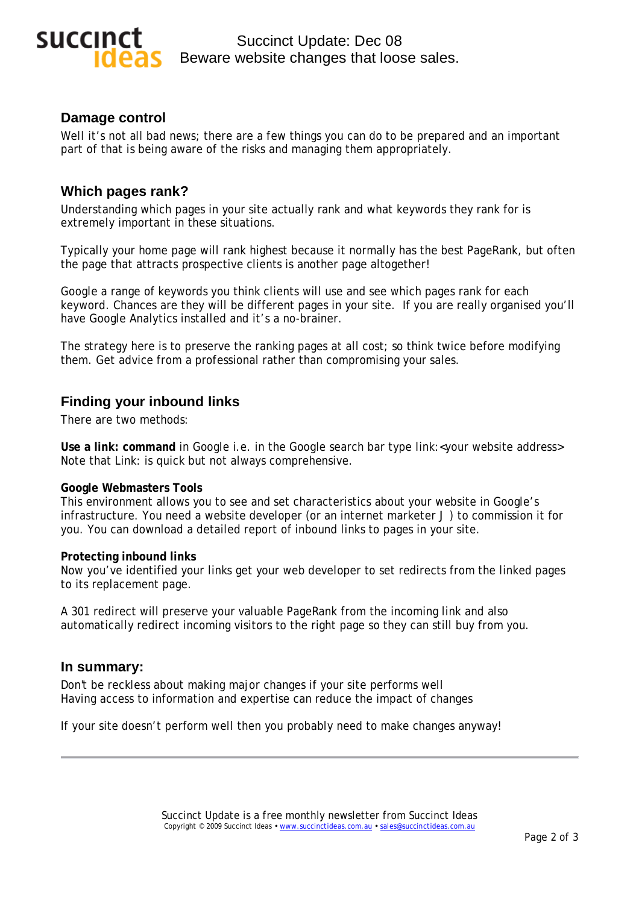## Damage control

Well it's not all bad news; there are a few things you can do to be prepared and an important part of that is being aware of the risks and managing them appropriately.

## Which pages rank?

Understanding which pages in your site actually rank and what keywords they rank for is extremely important in these situations.

Typically your home page will rank highest because it normally has the best PageRank, but often the page that attracts prospective clients is another page altogether!

Google a range of keywords you think clients will use and see which pages rank for each keyword. Chances are they will be different pages in your site. If you are really organised you'll have Google Analytics installed and it's a no-brainer.

The strategy here is to preserve the ranking pages at all cost; so think twice before modifying them. Get advice from a professional rather than compromising your sales.

## Finding your inbound links

There are two methods:

**Use a link: command** in Google i.e. in the Google search bar type link:<your website address>
Note that Link: is quick but not always comprehensive.

**Google Webmasters Tools**
This environment allows you to see and set characteristics about your website in Google's infrastructure. You need a website developer (or an internet marketer J ) to commission it for you. You can download a detailed report of inbound links to pages in your site.

**Protecting inbound links**
Now you've identified your links get your web developer to set redirects from the linked pages to its replacement page.

A 301 redirect will preserve your valuable PageRank from the incoming link and also automatically redirect incoming visitors to the right page so they can still buy from you.

## In summary:

Don't be reckless about making major changes if your site performs well
Having access to information and expertise can reduce the impact of changes

If your site doesn't perform well then you probably need to make changes anyway!

---

Succinct Update is a free monthly newsletter from Succinct Ideas
Copyright © 2009 Succinct Ideas • www.succinctideas.com.au • sales@succinctideas.com.au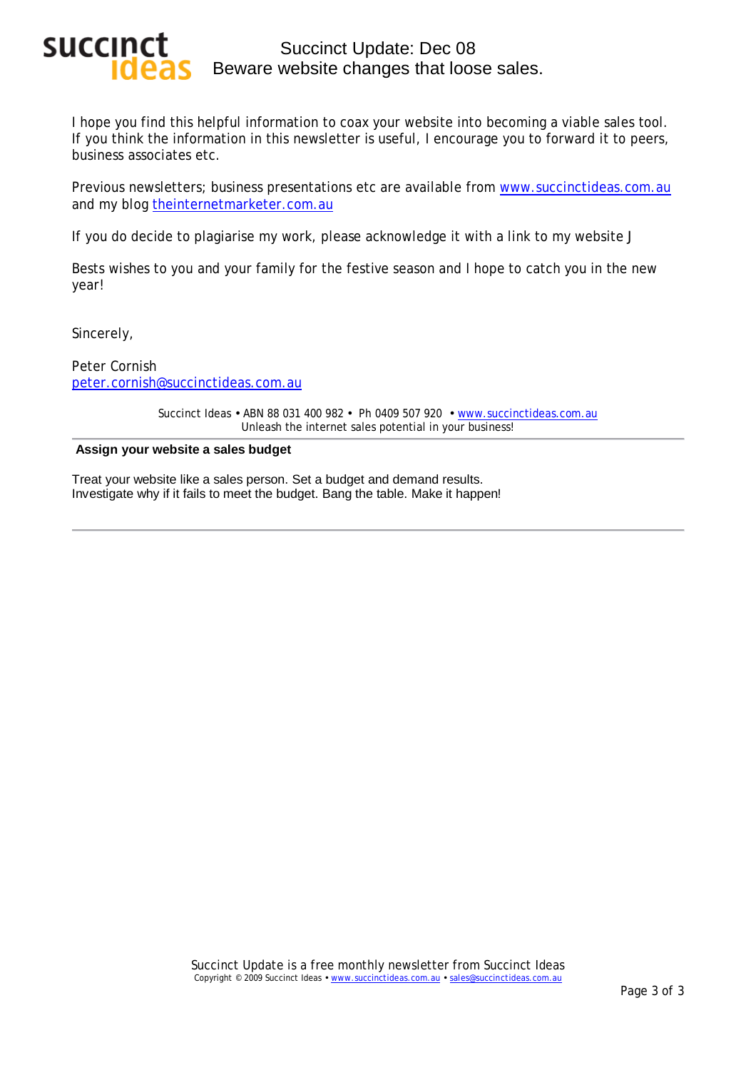I hope you find this helpful information to coax your website into becoming a viable sales tool. If you think the information in this newsletter is useful, I encourage you to forward it to peers, business associates etc.

Previous newsletters; business presentations etc are available from www.succinctideas.com.au and my blog theinternetmarketer.com.au

If you do decide to plagiarise my work, please acknowledge it with a link to my website J

Bests wishes to you and your family for the festive season and I hope to catch you in the new year!

Sincerely,

Peter Cornish
peter.cornish@succinctideas.com.au

Succinct Ideas • ABN 88 031 400 982 • Ph 0409 507 920 • www.succinctideas.com.au
Unleash the internet sales potential in your business!

---

**Assign your website a sales budget**

Treat your website like a sales person. Set a budget and demand results.
Investigate why if it fails to meet the budget. Bang the table. Make it happen!

---